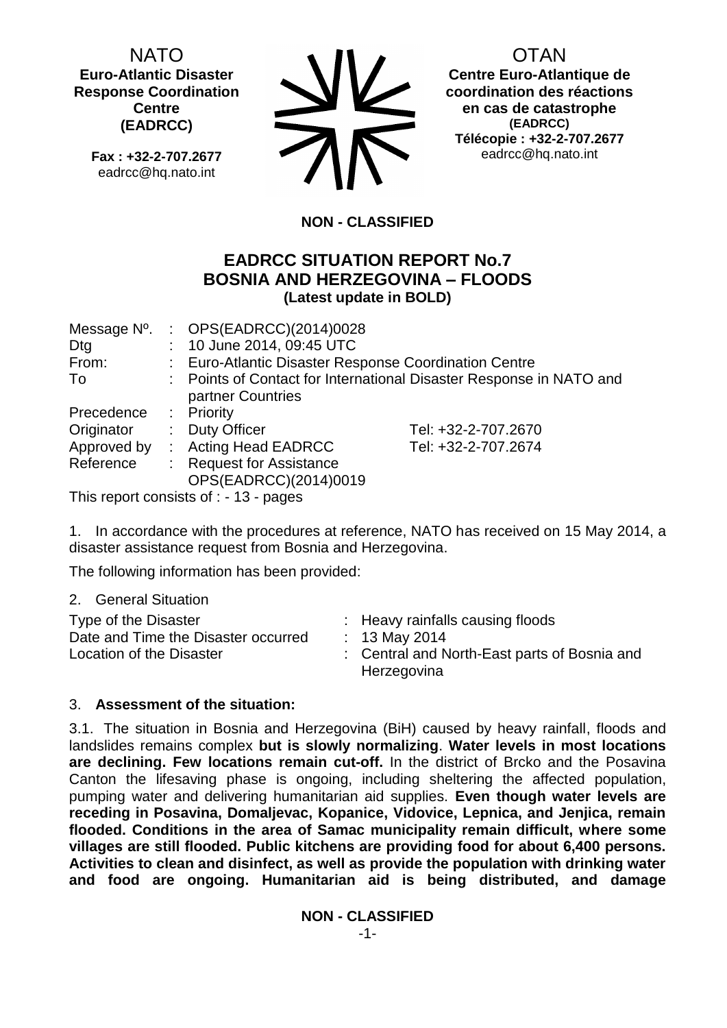NATO
**Euro-Atlantic Disaster Response Coordination Centre (EADRCC)**

**Fax : +32-2-707.2677**
eadrcc@hq.nato.int

OTAN
**Centre Euro-Atlantique de coordination des réactions en cas de catastrophe (EADRCC)**
**Télécopie : +32-2-707.2677**
eadrcc@hq.nato.int

**NON - CLASSIFIED**

# EADRCC SITUATION REPORT No.7 BOSNIA AND HERZEGOVINA – FLOODS

**(Latest update in BOLD)**

| | | | |
|---|---|---|---|
| Message Nº. | : | OPS(EADRCC)(2014)0028 | |
| Dtg | : | 10 June 2014, 09:45 UTC | |
| From: | : | Euro-Atlantic Disaster Response Coordination Centre | |
| To | : | Points of Contact for International Disaster Response in NATO and partner Countries | |
| Precedence | : | Priority | |
| Originator | : | Duty Officer | Tel: +32-2-707.2670 |
| Approved by | : | Acting Head EADRCC | Tel: +32-2-707.2674 |
| Reference | : | Request for Assistance OPS(EADRCC)(2014)0019 | |

This report consists of : - 13 - pages

1. In accordance with the procedures at reference, NATO has received on 15 May 2014, a disaster assistance request from Bosnia and Herzegovina.

The following information has been provided:

2. General Situation

| | | |
|---|---|---|
| Type of the Disaster | : | Heavy rainfalls causing floods |
| Date and Time the Disaster occurred | : | 13 May 2014 |
| Location of the Disaster | : | Central and North-East parts of Bosnia and Herzegovina |

3. **Assessment of the situation:**

3.1. The situation in Bosnia and Herzegovina (BiH) caused by heavy rainfall, floods and landslides remains complex **but is slowly normalizing**. **Water levels in most locations are declining. Few locations remain cut-off.** In the district of Brcko and the Posavina Canton the lifesaving phase is ongoing, including sheltering the affected population, pumping water and delivering humanitarian aid supplies. **Even though water levels are receding in Posavina, Domaljevac, Kopanice, Vidovice, Lepnica, and Jenjica, remain flooded. Conditions in the area of Samac municipality remain difficult, where some villages are still flooded. Public kitchens are providing food for about 6,400 persons. Activities to clean and disinfect, as well as provide the population with drinking water and food are ongoing. Humanitarian aid is being distributed, and damage**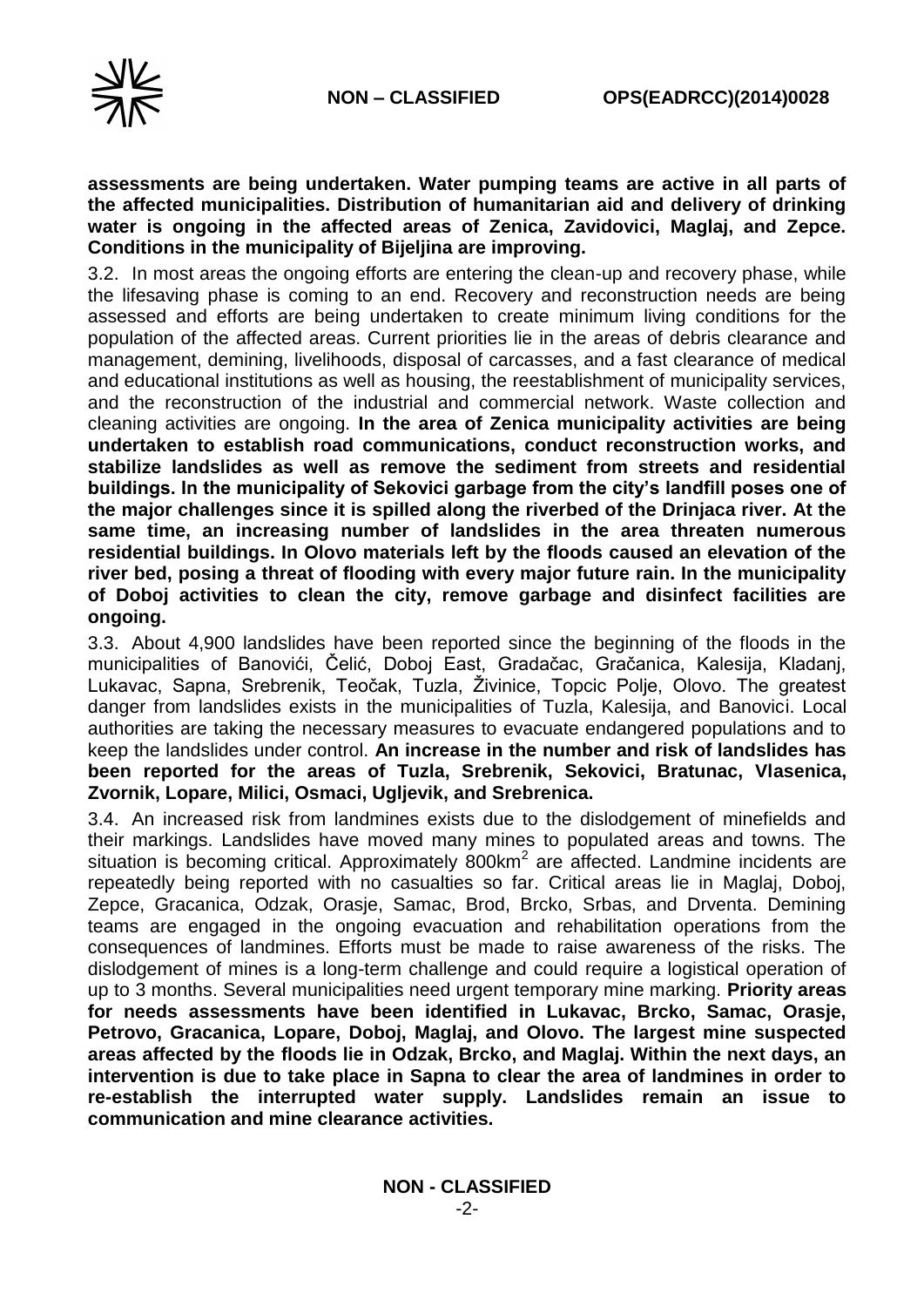**assessments are being undertaken. Water pumping teams are active in all parts of the affected municipalities. Distribution of humanitarian aid and delivery of drinking water is ongoing in the affected areas of Zenica, Zavidovici, Maglaj, and Zepce. Conditions in the municipality of Bijeljina are improving.**

3.2. In most areas the ongoing efforts are entering the clean-up and recovery phase, while the lifesaving phase is coming to an end. Recovery and reconstruction needs are being assessed and efforts are being undertaken to create minimum living conditions for the population of the affected areas. Current priorities lie in the areas of debris clearance and management, demining, livelihoods, disposal of carcasses, and a fast clearance of medical and educational institutions as well as housing, the reestablishment of municipality services, and the reconstruction of the industrial and commercial network. Waste collection and cleaning activities are ongoing. **In the area of Zenica municipality activities are being undertaken to establish road communications, conduct reconstruction works, and stabilize landslides as well as remove the sediment from streets and residential buildings. In the municipality of Sekovici garbage from the city's landfill poses one of the major challenges since it is spilled along the riverbed of the Drinjaca river. At the same time, an increasing number of landslides in the area threaten numerous residential buildings. In Olovo materials left by the floods caused an elevation of the river bed, posing a threat of flooding with every major future rain. In the municipality of Doboj activities to clean the city, remove garbage and disinfect facilities are ongoing.**

3.3. About 4,900 landslides have been reported since the beginning of the floods in the municipalities of Banovići, Čelić, Doboj East, Gradačac, Gračanica, Kalesija, Kladanj, Lukavac, Sapna, Srebrenik, Teočak, Tuzla, Živinice, Topcic Polje, Olovo. The greatest danger from landslides exists in the municipalities of Tuzla, Kalesija, and Banovici. Local authorities are taking the necessary measures to evacuate endangered populations and to keep the landslides under control. **An increase in the number and risk of landslides has been reported for the areas of Tuzla, Srebrenik, Sekovici, Bratunac, Vlasenica, Zvornik, Lopare, Milici, Osmaci, Ugljevik, and Srebrenica.**

3.4. An increased risk from landmines exists due to the dislodgement of minefields and their markings. Landslides have moved many mines to populated areas and towns. The situation is becoming critical. Approximately 800km$^2$ are affected. Landmine incidents are repeatedly being reported with no casualties so far. Critical areas lie in Maglaj, Doboj, Zepce, Gracanica, Odzak, Orasje, Samac, Brod, Brcko, Srbas, and Drventa. Demining teams are engaged in the ongoing evacuation and rehabilitation operations from the consequences of landmines. Efforts must be made to raise awareness of the risks. The dislodgement of mines is a long-term challenge and could require a logistical operation of up to 3 months. Several municipalities need urgent temporary mine marking. **Priority areas for needs assessments have been identified in Lukavac, Brcko, Samac, Orasje, Petrovo, Gracanica, Lopare, Doboj, Maglaj, and Olovo. The largest mine suspected areas affected by the floods lie in Odzak, Brcko, and Maglaj. Within the next days, an intervention is due to take place in Sapna to clear the area of landmines in order to re-establish the interrupted water supply. Landslides remain an issue to communication and mine clearance activities.**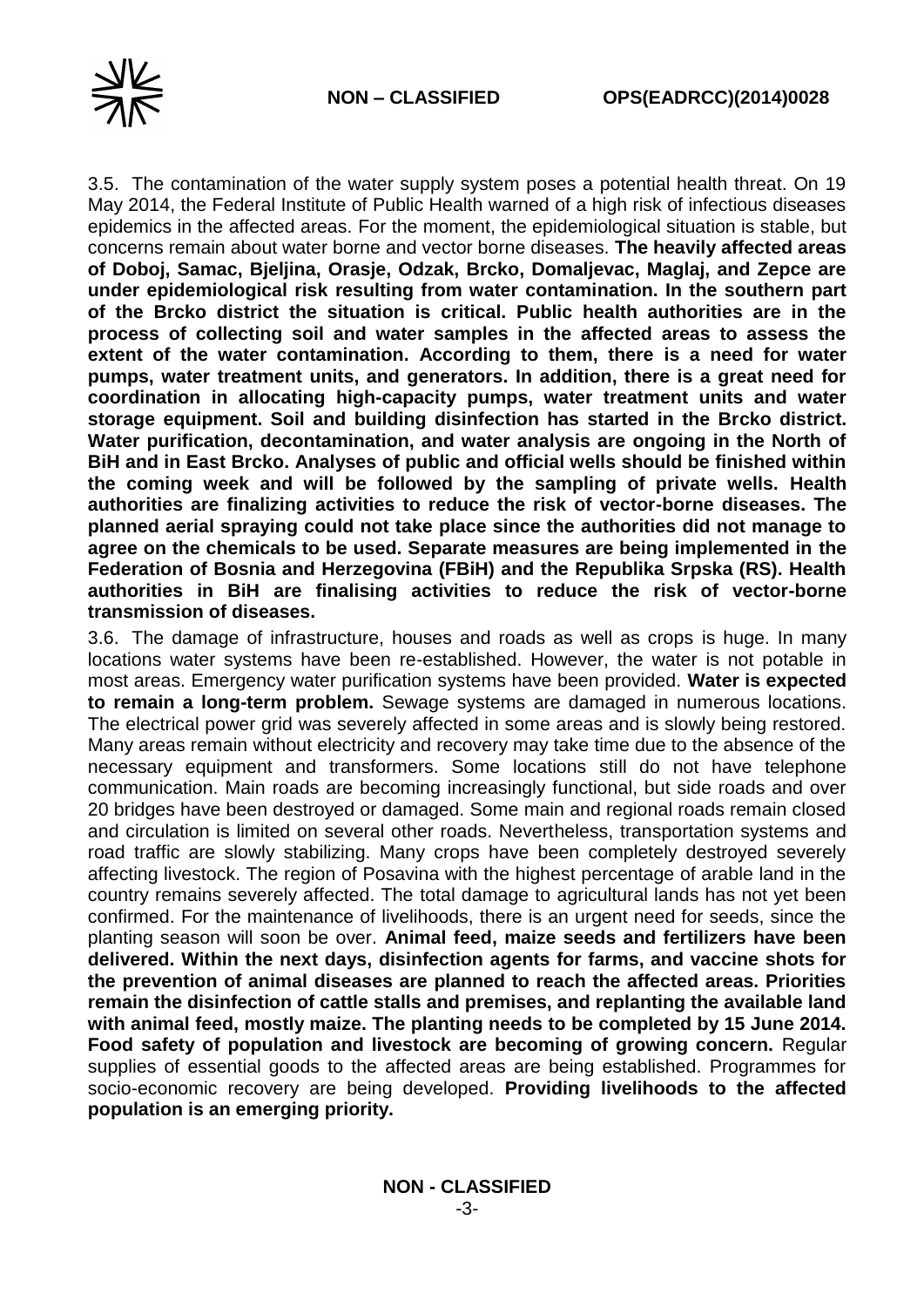3.5. The contamination of the water supply system poses a potential health threat. On 19 May 2014, the Federal Institute of Public Health warned of a high risk of infectious diseases epidemics in the affected areas. For the moment, the epidemiological situation is stable, but concerns remain about water borne and vector borne diseases. **The heavily affected areas of Doboj, Samac, Bjeljina, Orasje, Odzak, Brcko, Domaljevac, Maglaj, and Zepce are under epidemiological risk resulting from water contamination. In the southern part of the Brcko district the situation is critical. Public health authorities are in the process of collecting soil and water samples in the affected areas to assess the extent of the water contamination. According to them, there is a need for water pumps, water treatment units, and generators. In addition, there is a great need for coordination in allocating high-capacity pumps, water treatment units and water storage equipment. Soil and building disinfection has started in the Brcko district. Water purification, decontamination, and water analysis are ongoing in the North of BiH and in East Brcko. Analyses of public and official wells should be finished within the coming week and will be followed by the sampling of private wells. Health authorities are finalizing activities to reduce the risk of vector-borne diseases. The planned aerial spraying could not take place since the authorities did not manage to agree on the chemicals to be used. Separate measures are being implemented in the Federation of Bosnia and Herzegovina (FBiH) and the Republika Srpska (RS). Health authorities in BiH are finalising activities to reduce the risk of vector-borne transmission of diseases.**

3.6. The damage of infrastructure, houses and roads as well as crops is huge. In many locations water systems have been re-established. However, the water is not potable in most areas. Emergency water purification systems have been provided. **Water is expected to remain a long-term problem.** Sewage systems are damaged in numerous locations. The electrical power grid was severely affected in some areas and is slowly being restored. Many areas remain without electricity and recovery may take time due to the absence of the necessary equipment and transformers. Some locations still do not have telephone communication. Main roads are becoming increasingly functional, but side roads and over 20 bridges have been destroyed or damaged. Some main and regional roads remain closed and circulation is limited on several other roads. Nevertheless, transportation systems and road traffic are slowly stabilizing. Many crops have been completely destroyed severely affecting livestock. The region of Posavina with the highest percentage of arable land in the country remains severely affected. The total damage to agricultural lands has not yet been confirmed. For the maintenance of livelihoods, there is an urgent need for seeds, since the planting season will soon be over. **Animal feed, maize seeds and fertilizers have been delivered. Within the next days, disinfection agents for farms, and vaccine shots for the prevention of animal diseases are planned to reach the affected areas. Priorities remain the disinfection of cattle stalls and premises, and replanting the available land with animal feed, mostly maize. The planting needs to be completed by 15 June 2014. Food safety of population and livestock are becoming of growing concern.** Regular supplies of essential goods to the affected areas are being established. Programmes for socio-economic recovery are being developed. **Providing livelihoods to the affected population is an emerging priority.**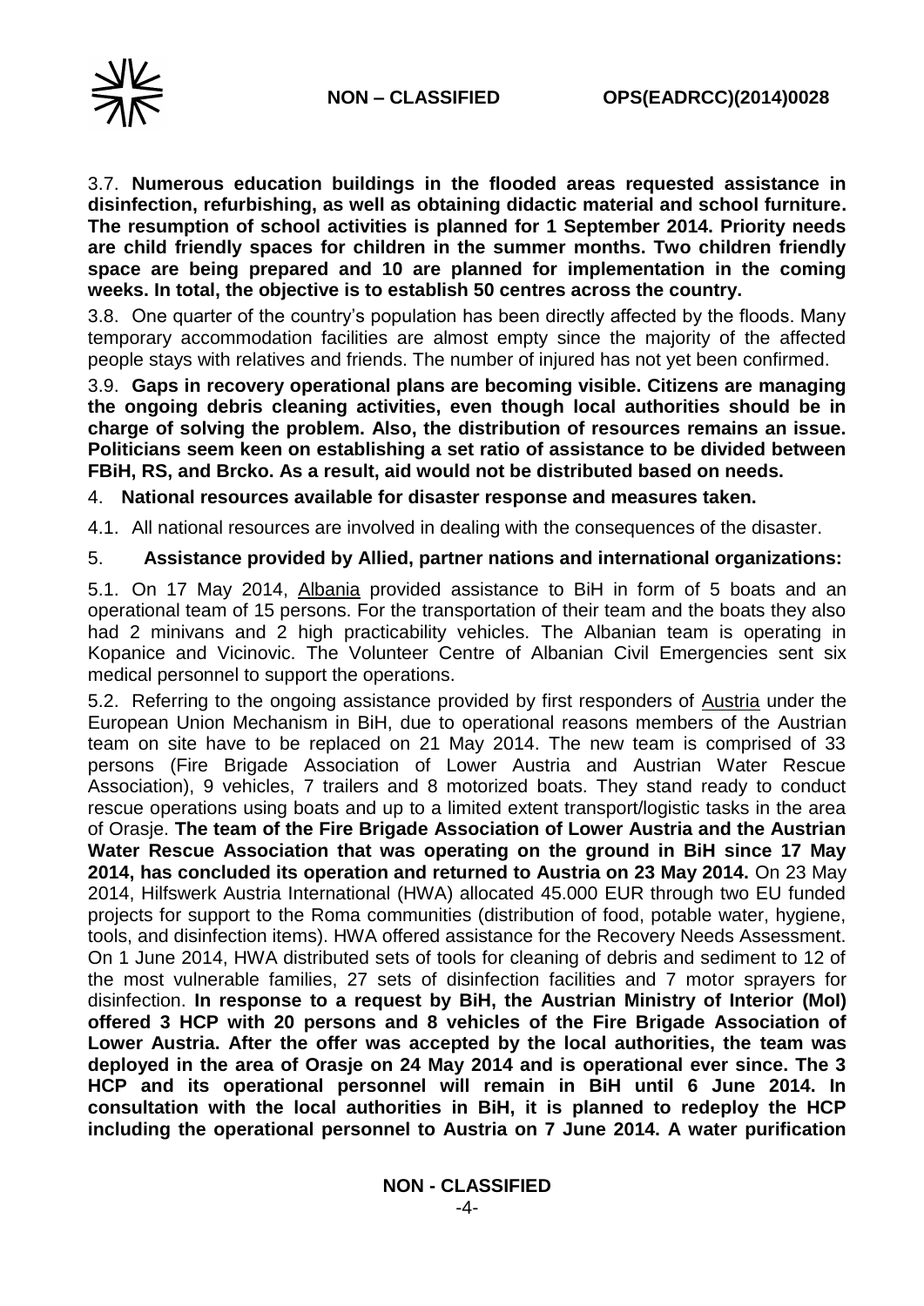3.7. **Numerous education buildings in the flooded areas requested assistance in disinfection, refurbishing, as well as obtaining didactic material and school furniture. The resumption of school activities is planned for 1 September 2014. Priority needs are child friendly spaces for children in the summer months. Two children friendly space are being prepared and 10 are planned for implementation in the coming weeks. In total, the objective is to establish 50 centres across the country.**

3.8. One quarter of the country's population has been directly affected by the floods. Many temporary accommodation facilities are almost empty since the majority of the affected people stays with relatives and friends. The number of injured has not yet been confirmed.

3.9. **Gaps in recovery operational plans are becoming visible. Citizens are managing the ongoing debris cleaning activities, even though local authorities should be in charge of solving the problem. Also, the distribution of resources remains an issue. Politicians seem keen on establishing a set ratio of assistance to be divided between FBiH, RS, and Brcko. As a result, aid would not be distributed based on needs.**

4. **National resources available for disaster response and measures taken.**

4.1. All national resources are involved in dealing with the consequences of the disaster.

5. **Assistance provided by Allied, partner nations and international organizations:**

5.1. On 17 May 2014, Albania provided assistance to BiH in form of 5 boats and an operational team of 15 persons. For the transportation of their team and the boats they also had 2 minivans and 2 high practicability vehicles. The Albanian team is operating in Kopanice and Vicinovic. The Volunteer Centre of Albanian Civil Emergencies sent six medical personnel to support the operations.

5.2. Referring to the ongoing assistance provided by first responders of Austria under the European Union Mechanism in BiH, due to operational reasons members of the Austrian team on site have to be replaced on 21 May 2014. The new team is comprised of 33 persons (Fire Brigade Association of Lower Austria and Austrian Water Rescue Association), 9 vehicles, 7 trailers and 8 motorized boats. They stand ready to conduct rescue operations using boats and up to a limited extent transport/logistic tasks in the area of Orasje. **The team of the Fire Brigade Association of Lower Austria and the Austrian Water Rescue Association that was operating on the ground in BiH since 17 May 2014, has concluded its operation and returned to Austria on 23 May 2014.** On 23 May 2014, Hilfswerk Austria International (HWA) allocated 45.000 EUR through two EU funded projects for support to the Roma communities (distribution of food, potable water, hygiene, tools, and disinfection items). HWA offered assistance for the Recovery Needs Assessment. On 1 June 2014, HWA distributed sets of tools for cleaning of debris and sediment to 12 of the most vulnerable families, 27 sets of disinfection facilities and 7 motor sprayers for disinfection. **In response to a request by BiH, the Austrian Ministry of Interior (MoI) offered 3 HCP with 20 persons and 8 vehicles of the Fire Brigade Association of Lower Austria. After the offer was accepted by the local authorities, the team was deployed in the area of Orasje on 24 May 2014 and is operational ever since. The 3 HCP and its operational personnel will remain in BiH until 6 June 2014. In consultation with the local authorities in BiH, it is planned to redeploy the HCP including the operational personnel to Austria on 7 June 2014. A water purification**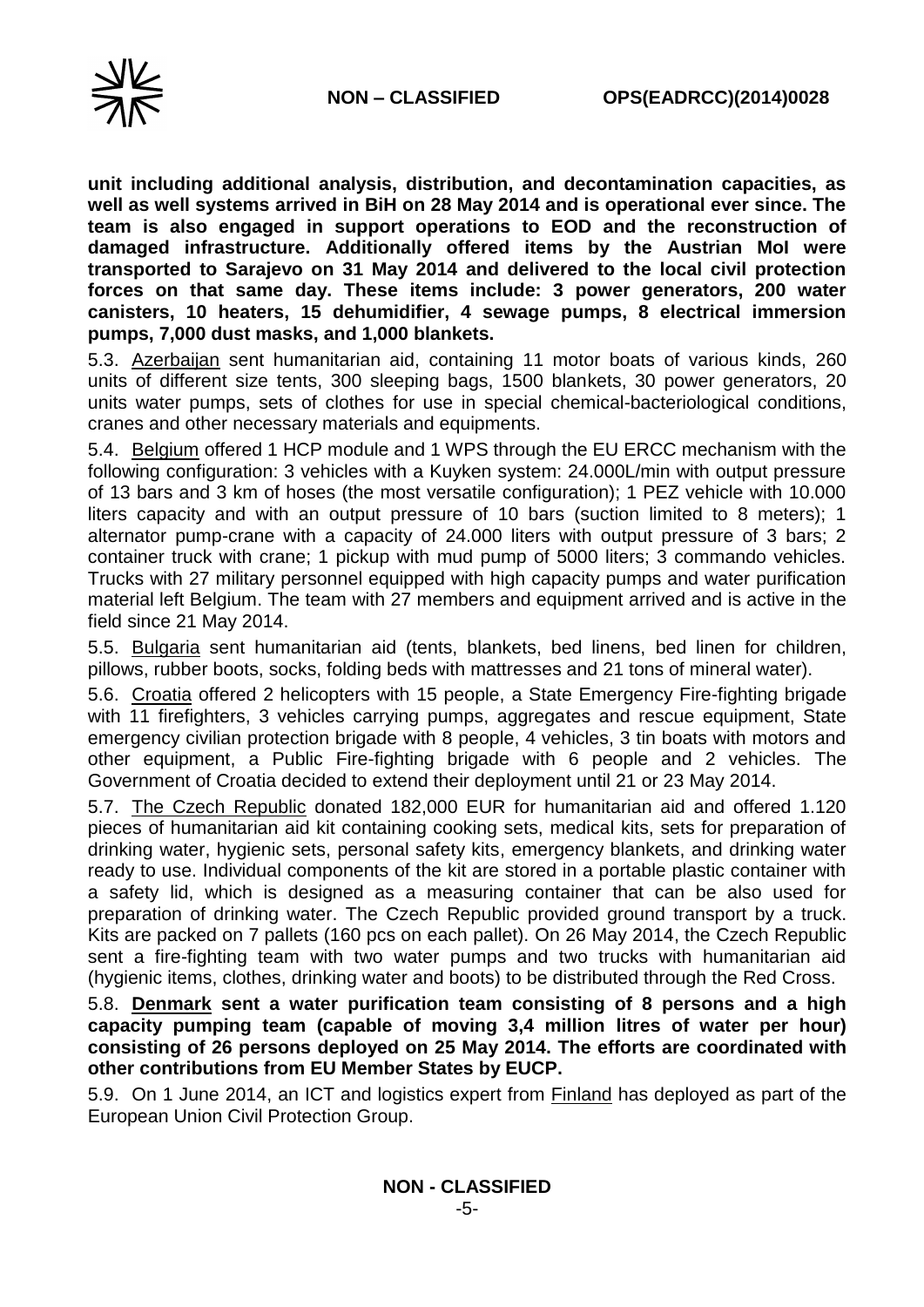**unit including additional analysis, distribution, and decontamination capacities, as well as well systems arrived in BiH on 28 May 2014 and is operational ever since. The team is also engaged in support operations to EOD and the reconstruction of damaged infrastructure. Additionally offered items by the Austrian MoI were transported to Sarajevo on 31 May 2014 and delivered to the local civil protection forces on that same day. These items include: 3 power generators, 200 water canisters, 10 heaters, 15 dehumidifier, 4 sewage pumps, 8 electrical immersion pumps, 7,000 dust masks, and 1,000 blankets.**

5.3. Azerbaijan sent humanitarian aid, containing 11 motor boats of various kinds, 260 units of different size tents, 300 sleeping bags, 1500 blankets, 30 power generators, 20 units water pumps, sets of clothes for use in special chemical-bacteriological conditions, cranes and other necessary materials and equipments.

5.4. Belgium offered 1 HCP module and 1 WPS through the EU ERCC mechanism with the following configuration: 3 vehicles with a Kuyken system: 24.000L/min with output pressure of 13 bars and 3 km of hoses (the most versatile configuration); 1 PEZ vehicle with 10.000 liters capacity and with an output pressure of 10 bars (suction limited to 8 meters); 1 alternator pump-crane with a capacity of 24.000 liters with output pressure of 3 bars; 2 container truck with crane; 1 pickup with mud pump of 5000 liters; 3 commando vehicles. Trucks with 27 military personnel equipped with high capacity pumps and water purification material left Belgium. The team with 27 members and equipment arrived and is active in the field since 21 May 2014.

5.5. Bulgaria sent humanitarian aid (tents, blankets, bed linens, bed linen for children, pillows, rubber boots, socks, folding beds with mattresses and 21 tons of mineral water).

5.6. Croatia offered 2 helicopters with 15 people, a State Emergency Fire-fighting brigade with 11 firefighters, 3 vehicles carrying pumps, aggregates and rescue equipment, State emergency civilian protection brigade with 8 people, 4 vehicles, 3 tin boats with motors and other equipment, a Public Fire-fighting brigade with 6 people and 2 vehicles. The Government of Croatia decided to extend their deployment until 21 or 23 May 2014.

5.7. The Czech Republic donated 182,000 EUR for humanitarian aid and offered 1.120 pieces of humanitarian aid kit containing cooking sets, medical kits, sets for preparation of drinking water, hygienic sets, personal safety kits, emergency blankets, and drinking water ready to use. Individual components of the kit are stored in a portable plastic container with a safety lid, which is designed as a measuring container that can be also used for preparation of drinking water. The Czech Republic provided ground transport by a truck. Kits are packed on 7 pallets (160 pcs on each pallet). On 26 May 2014, the Czech Republic sent a fire-fighting team with two water pumps and two trucks with humanitarian aid (hygienic items, clothes, drinking water and boots) to be distributed through the Red Cross.

5.8. **Denmark sent a water purification team consisting of 8 persons and a high capacity pumping team (capable of moving 3,4 million litres of water per hour) consisting of 26 persons deployed on 25 May 2014. The efforts are coordinated with other contributions from EU Member States by EUCP.**

5.9. On 1 June 2014, an ICT and logistics expert from Finland has deployed as part of the European Union Civil Protection Group.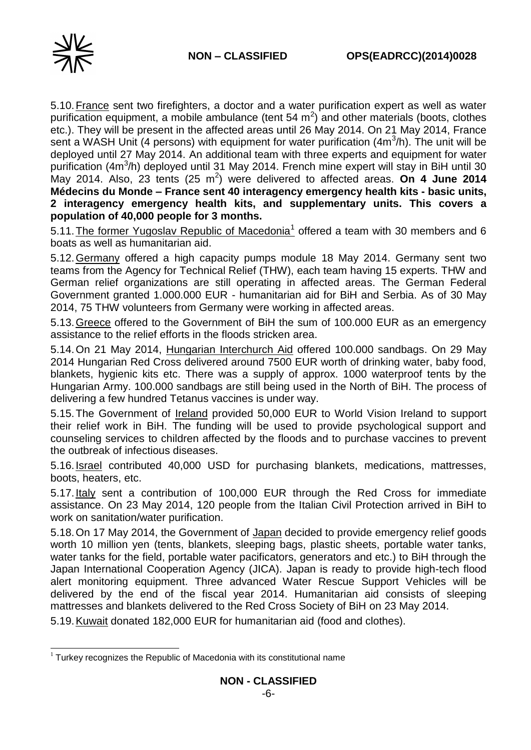5.10. France sent two firefighters, a doctor and a water purification expert as well as water purification equipment, a mobile ambulance (tent 54 $m^2$) and other materials (boots, clothes etc.). They will be present in the affected areas until 26 May 2014. On 21 May 2014, France sent a WASH Unit (4 persons) with equipment for water purification (4$m^3$/h). The unit will be deployed until 27 May 2014. An additional team with three experts and equipment for water purification (4$m^3$/h) deployed until 31 May 2014. French mine expert will stay in BiH until 30 May 2014. Also, 23 tents (25 $m^2$) were delivered to affected areas. **On 4 June 2014 Médecins du Monde – France sent 40 interagency emergency health kits - basic units, 2 interagency emergency health kits, and supplementary units. This covers a population of 40,000 people for 3 months.**

5.11. The former Yugoslav Republic of Macedonia[1] offered a team with 30 members and 6 boats as well as humanitarian aid.

5.12. Germany offered a high capacity pumps module 18 May 2014. Germany sent two teams from the Agency for Technical Relief (THW), each team having 15 experts. THW and German relief organizations are still operating in affected areas. The German Federal Government granted 1.000.000 EUR - humanitarian aid for BiH and Serbia. As of 30 May 2014, 75 THW volunteers from Germany were working in affected areas.

5.13. Greece offered to the Government of BiH the sum of 100.000 EUR as an emergency assistance to the relief efforts in the floods stricken area.

5.14. On 21 May 2014, Hungarian Interchurch Aid offered 100.000 sandbags. On 29 May 2014 Hungarian Red Cross delivered around 7500 EUR worth of drinking water, baby food, blankets, hygienic kits etc. There was a supply of approx. 1000 waterproof tents by the Hungarian Army. 100.000 sandbags are still being used in the North of BiH. The process of delivering a few hundred Tetanus vaccines is under way.

5.15. The Government of Ireland provided 50,000 EUR to World Vision Ireland to support their relief work in BiH. The funding will be used to provide psychological support and counseling services to children affected by the floods and to purchase vaccines to prevent the outbreak of infectious diseases.

5.16. Israel contributed 40,000 USD for purchasing blankets, medications, mattresses, boots, heaters, etc.

5.17. Italy sent a contribution of 100,000 EUR through the Red Cross for immediate assistance. On 23 May 2014, 120 people from the Italian Civil Protection arrived in BiH to work on sanitation/water purification.

5.18. On 17 May 2014, the Government of Japan decided to provide emergency relief goods worth 10 million yen (tents, blankets, sleeping bags, plastic sheets, portable water tanks, water tanks for the field, portable water pacificators, generators and etc.) to BiH through the Japan International Cooperation Agency (JICA). Japan is ready to provide high-tech flood alert monitoring equipment. Three advanced Water Rescue Support Vehicles will be delivered by the end of the fiscal year 2014. Humanitarian aid consists of sleeping mattresses and blankets delivered to the Red Cross Society of BiH on 23 May 2014.

5.19. Kuwait donated 182,000 EUR for humanitarian aid (food and clothes).

[1] Turkey recognizes the Republic of Macedonia with its constitutional name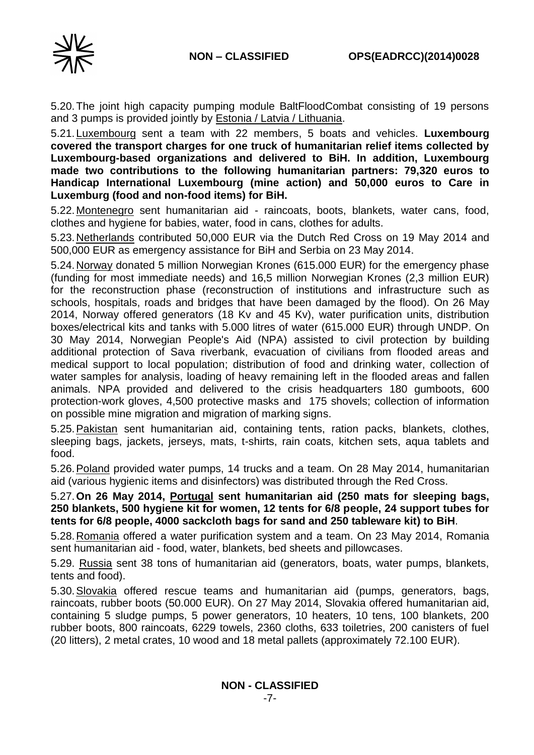5.20. The joint high capacity pumping module BaltFloodCombat consisting of 19 persons and 3 pumps is provided jointly by Estonia / Latvia / Lithuania.

5.21. Luxembourg sent a team with 22 members, 5 boats and vehicles. **Luxembourg covered the transport charges for one truck of humanitarian relief items collected by Luxembourg-based organizations and delivered to BiH. In addition, Luxembourg made two contributions to the following humanitarian partners: 79,320 euros to Handicap International Luxembourg (mine action) and 50,000 euros to Care in Luxemburg (food and non-food items) for BiH.**

5.22. Montenegro sent humanitarian aid - raincoats, boots, blankets, water cans, food, clothes and hygiene for babies, water, food in cans, clothes for adults.

5.23. Netherlands contributed 50,000 EUR via the Dutch Red Cross on 19 May 2014 and 500,000 EUR as emergency assistance for BiH and Serbia on 23 May 2014.

5.24. Norway donated 5 million Norwegian Krones (615.000 EUR) for the emergency phase (funding for most immediate needs) and 16,5 million Norwegian Krones (2,3 million EUR) for the reconstruction phase (reconstruction of institutions and infrastructure such as schools, hospitals, roads and bridges that have been damaged by the flood). On 26 May 2014, Norway offered generators (18 Kv and 45 Kv), water purification units, distribution boxes/electrical kits and tanks with 5.000 litres of water (615.000 EUR) through UNDP. On 30 May 2014, Norwegian People's Aid (NPA) assisted to civil protection by building additional protection of Sava riverbank, evacuation of civilians from flooded areas and medical support to local population; distribution of food and drinking water, collection of water samples for analysis, loading of heavy remaining left in the flooded areas and fallen animals. NPA provided and delivered to the crisis headquarters 180 gumboots, 600 protection-work gloves, 4,500 protective masks and 175 shovels; collection of information on possible mine migration and migration of marking signs.

5.25. Pakistan sent humanitarian aid, containing tents, ration packs, blankets, clothes, sleeping bags, jackets, jerseys, mats, t-shirts, rain coats, kitchen sets, aqua tablets and food.

5.26. Poland provided water pumps, 14 trucks and a team. On 28 May 2014, humanitarian aid (various hygienic items and disinfectors) was distributed through the Red Cross.

5.27. **On 26 May 2014, Portugal sent humanitarian aid (250 mats for sleeping bags, 250 blankets, 500 hygiene kit for women, 12 tents for 6/8 people, 24 support tubes for tents for 6/8 people, 4000 sackcloth bags for sand and 250 tableware kit) to BiH**.

5.28. Romania offered a water purification system and a team. On 23 May 2014, Romania sent humanitarian aid - food, water, blankets, bed sheets and pillowcases.

5.29. Russia sent 38 tons of humanitarian aid (generators, boats, water pumps, blankets, tents and food).

5.30. Slovakia offered rescue teams and humanitarian aid (pumps, generators, bags, raincoats, rubber boots (50.000 EUR). On 27 May 2014, Slovakia offered humanitarian aid, containing 5 sludge pumps, 5 power generators, 10 heaters, 10 tens, 100 blankets, 200 rubber boots, 800 raincoats, 6229 towels, 2360 cloths, 633 toiletries, 200 canisters of fuel (20 litters), 2 metal crates, 10 wood and 18 metal pallets (approximately 72.100 EUR).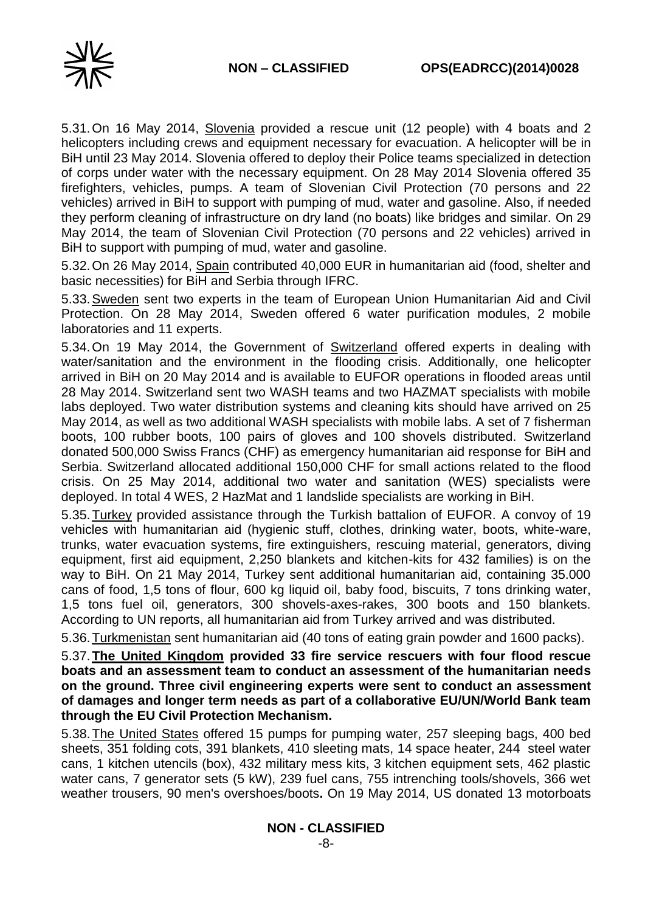5.31. On 16 May 2014, Slovenia provided a rescue unit (12 people) with 4 boats and 2 helicopters including crews and equipment necessary for evacuation. A helicopter will be in BiH until 23 May 2014. Slovenia offered to deploy their Police teams specialized in detection of corps under water with the necessary equipment. On 28 May 2014 Slovenia offered 35 firefighters, vehicles, pumps. A team of Slovenian Civil Protection (70 persons and 22 vehicles) arrived in BiH to support with pumping of mud, water and gasoline. Also, if needed they perform cleaning of infrastructure on dry land (no boats) like bridges and similar. On 29 May 2014, the team of Slovenian Civil Protection (70 persons and 22 vehicles) arrived in BiH to support with pumping of mud, water and gasoline.

5.32. On 26 May 2014, Spain contributed 40,000 EUR in humanitarian aid (food, shelter and basic necessities) for BiH and Serbia through IFRC.

5.33. Sweden sent two experts in the team of European Union Humanitarian Aid and Civil Protection. On 28 May 2014, Sweden offered 6 water purification modules, 2 mobile laboratories and 11 experts.

5.34. On 19 May 2014, the Government of Switzerland offered experts in dealing with water/sanitation and the environment in the flooding crisis. Additionally, one helicopter arrived in BiH on 20 May 2014 and is available to EUFOR operations in flooded areas until 28 May 2014. Switzerland sent two WASH teams and two HAZMAT specialists with mobile labs deployed. Two water distribution systems and cleaning kits should have arrived on 25 May 2014, as well as two additional WASH specialists with mobile labs. A set of 7 fisherman boots, 100 rubber boots, 100 pairs of gloves and 100 shovels distributed. Switzerland donated 500,000 Swiss Francs (CHF) as emergency humanitarian aid response for BiH and Serbia. Switzerland allocated additional 150,000 CHF for small actions related to the flood crisis. On 25 May 2014, additional two water and sanitation (WES) specialists were deployed. In total 4 WES, 2 HazMat and 1 landslide specialists are working in BiH.

5.35. Turkey provided assistance through the Turkish battalion of EUFOR. A convoy of 19 vehicles with humanitarian aid (hygienic stuff, clothes, drinking water, boots, white-ware, trunks, water evacuation systems, fire extinguishers, rescuing material, generators, diving equipment, first aid equipment, 2,250 blankets and kitchen-kits for 432 families) is on the way to BiH. On 21 May 2014, Turkey sent additional humanitarian aid, containing 35.000 cans of food, 1,5 tons of flour, 600 kg liquid oil, baby food, biscuits, 7 tons drinking water, 1,5 tons fuel oil, generators, 300 shovels-axes-rakes, 300 boots and 150 blankets. According to UN reports, all humanitarian aid from Turkey arrived and was distributed.

5.36. Turkmenistan sent humanitarian aid (40 tons of eating grain powder and 1600 packs).

5.37. **The United Kingdom provided 33 fire service rescuers with four flood rescue boats and an assessment team to conduct an assessment of the humanitarian needs on the ground. Three civil engineering experts were sent to conduct an assessment of damages and longer term needs as part of a collaborative EU/UN/World Bank team through the EU Civil Protection Mechanism.**

5.38. The United States offered 15 pumps for pumping water, 257 sleeping bags, 400 bed sheets, 351 folding cots, 391 blankets, 410 sleeting mats, 14 space heater, 244 steel water cans, 1 kitchen utencils (box), 432 military mess kits, 3 kitchen equipment sets, 462 plastic water cans, 7 generator sets (5 kW), 239 fuel cans, 755 intrenching tools/shovels, 366 wet weather trousers, 90 men's overshoes/boots**.** On 19 May 2014, US donated 13 motorboats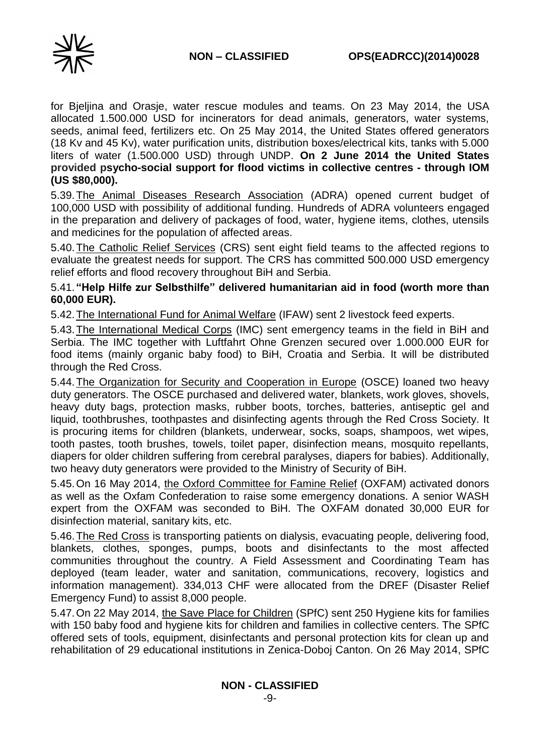for Bjeljina and Orasje, water rescue modules and teams. On 23 May 2014, the USA allocated 1.500.000 USD for incinerators for dead animals, generators, water systems, seeds, animal feed, fertilizers etc. On 25 May 2014, the United States offered generators (18 Kv and 45 Kv), water purification units, distribution boxes/electrical kits, tanks with 5.000 liters of water (1.500.000 USD) through UNDP. **On 2 June 2014 the United States provided psycho-social support for flood victims in collective centres - through IOM (US $80,000).**

5.39. The Animal Diseases Research Association (ADRA) opened current budget of 100,000 USD with possibility of additional funding. Hundreds of ADRA volunteers engaged in the preparation and delivery of packages of food, water, hygiene items, clothes, utensils and medicines for the population of affected areas.

5.40. The Catholic Relief Services (CRS) sent eight field teams to the affected regions to evaluate the greatest needs for support. The CRS has committed 500.000 USD emergency relief efforts and flood recovery throughout BiH and Serbia.

5.41. **"Help Hilfe zur Selbsthilfe" delivered humanitarian aid in food (worth more than 60,000 EUR).**

5.42. The International Fund for Animal Welfare (IFAW) sent 2 livestock feed experts.

5.43. The International Medical Corps (IMC) sent emergency teams in the field in BiH and Serbia. The IMC together with Luftfahrt Ohne Grenzen secured over 1.000.000 EUR for food items (mainly organic baby food) to BiH, Croatia and Serbia. It will be distributed through the Red Cross.

5.44. The Organization for Security and Cooperation in Europe (OSCE) loaned two heavy duty generators. The OSCE purchased and delivered water, blankets, work gloves, shovels, heavy duty bags, protection masks, rubber boots, torches, batteries, antiseptic gel and liquid, toothbrushes, toothpastes and disinfecting agents through the Red Cross Society. It is procuring items for children (blankets, underwear, socks, soaps, shampoos, wet wipes, tooth pastes, tooth brushes, towels, toilet paper, disinfection means, mosquito repellants, diapers for older children suffering from cerebral paralyses, diapers for babies). Additionally, two heavy duty generators were provided to the Ministry of Security of BiH.

5.45. On 16 May 2014, the Oxford Committee for Famine Relief (OXFAM) activated donors as well as the Oxfam Confederation to raise some emergency donations. A senior WASH expert from the OXFAM was seconded to BiH. The OXFAM donated 30,000 EUR for disinfection material, sanitary kits, etc.

5.46. The Red Cross is transporting patients on dialysis, evacuating people, delivering food, blankets, clothes, sponges, pumps, boots and disinfectants to the most affected communities throughout the country. A Field Assessment and Coordinating Team has deployed (team leader, water and sanitation, communications, recovery, logistics and information management). 334,013 CHF were allocated from the DREF (Disaster Relief Emergency Fund) to assist 8,000 people.

5.47. On 22 May 2014, the Save Place for Children (SPfC) sent 250 Hygiene kits for families with 150 baby food and hygiene kits for children and families in collective centers. The SPfC offered sets of tools, equipment, disinfectants and personal protection kits for clean up and rehabilitation of 29 educational institutions in Zenica-Doboj Canton. On 26 May 2014, SPfC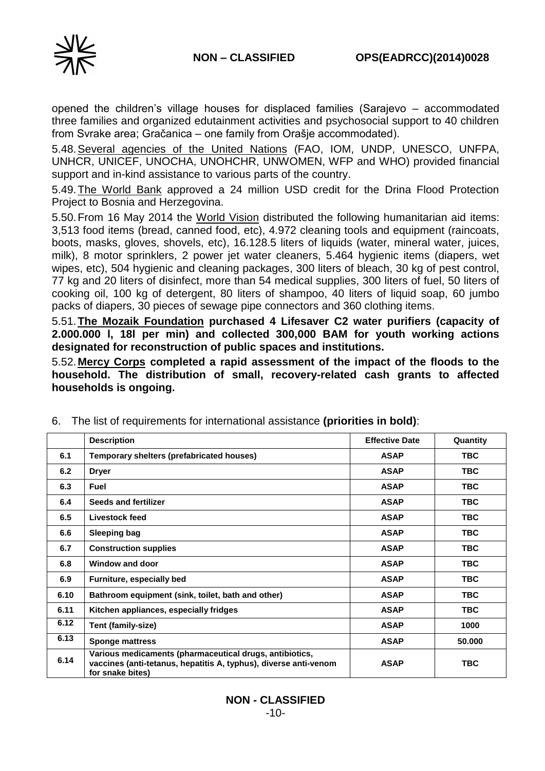opened the children's village houses for displaced families (Sarajevo – accommodated three families and organized edutainment activities and psychosocial support to 40 children from Svrake area; Gračanica – one family from Orašje accommodated).

5.48. Several agencies of the United Nations (FAO, IOM, UNDP, UNESCO, UNFPA, UNHCR, UNICEF, UNOCHA, UNOHCHR, UNWOMEN, WFP and WHO) provided financial support and in-kind assistance to various parts of the country.

5.49. The World Bank approved a 24 million USD credit for the Drina Flood Protection Project to Bosnia and Herzegovina.

5.50. From 16 May 2014 the World Vision distributed the following humanitarian aid items: 3,513 food items (bread, canned food, etc), 4.972 cleaning tools and equipment (raincoats, boots, masks, gloves, shovels, etc), 16.128.5 liters of liquids (water, mineral water, juices, milk), 8 motor sprinklers, 2 power jet water cleaners, 5.464 hygienic items (diapers, wet wipes, etc), 504 hygienic and cleaning packages, 300 liters of bleach, 30 kg of pest control, 77 kg and 20 liters of disinfect, more than 54 medical supplies, 300 liters of fuel, 50 liters of cooking oil, 100 kg of detergent, 80 liters of shampoo, 40 liters of liquid soap, 60 jumbo packs of diapers, 30 pieces of sewage pipe connectors and 360 clothing items.

5.51. **The Mozaik Foundation purchased 4 Lifesaver C2 water purifiers (capacity of 2.000.000 l, 18l per min) and collected 300,000 BAM for youth working actions designated for reconstruction of public spaces and institutions.**

5.52. **Mercy Corps completed a rapid assessment of the impact of the floods to the household. The distribution of small, recovery-related cash grants to affected households is ongoing.**

6. The list of requirements for international assistance **(priorities in bold)**:

| | **Description** | **Effective Date** | **Quantity** |
|---|---|---|---|
| **6.1** | **Temporary shelters (prefabricated houses)** | **ASAP** | **TBC** |
| **6.2** | **Dryer** | **ASAP** | **TBC** |
| **6.3** | **Fuel** | **ASAP** | **TBC** |
| **6.4** | **Seeds and fertilizer** | **ASAP** | **TBC** |
| **6.5** | **Livestock feed** | **ASAP** | **TBC** |
| **6.6** | **Sleeping bag** | **ASAP** | **TBC** |
| **6.7** | **Construction supplies** | **ASAP** | **TBC** |
| **6.8** | **Window and door** | **ASAP** | **TBC** |
| **6.9** | **Furniture, especially bed** | **ASAP** | **TBC** |
| **6.10** | **Bathroom equipment (sink, toilet, bath and other)** | **ASAP** | **TBC** |
| **6.11** | **Kitchen appliances, especially fridges** | **ASAP** | **TBC** |
| **6.12** | **Tent (family-size)** | **ASAP** | **1000** |
| **6.13** | **Sponge mattress** | **ASAP** | **50.000** |
| **6.14** | **Various medicaments (pharmaceutical drugs, antibiotics, vaccines (anti-tetanus, hepatitis A, typhus), diverse anti-venom for snake bites)** | **ASAP** | **TBC** |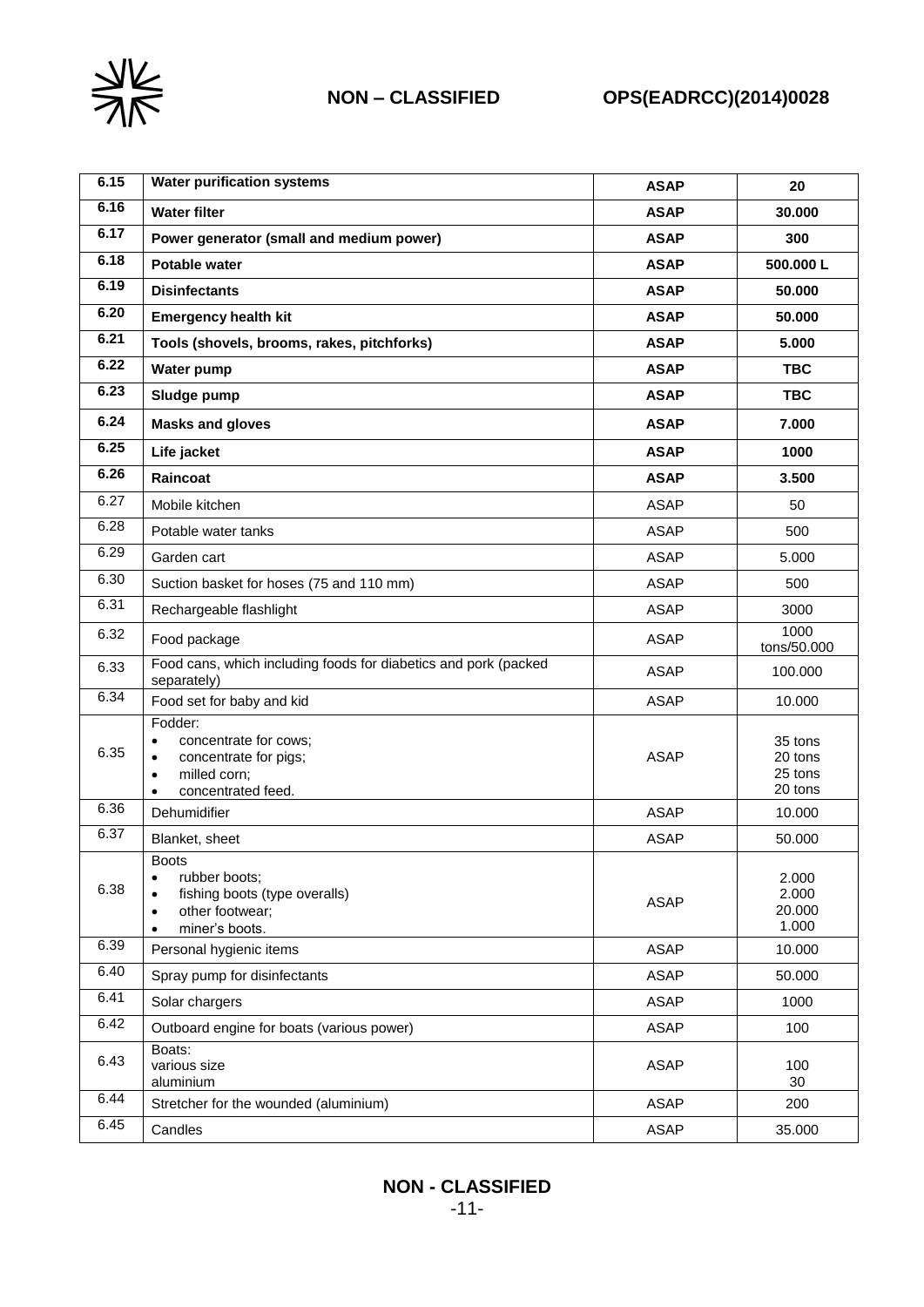| | | | |
|---|---|---|---|
| **6.15** | **Water purification systems** | **ASAP** | **20** |
| **6.16** | **Water filter** | **ASAP** | **30.000** |
| **6.17** | **Power generator (small and medium power)** | **ASAP** | **300** |
| **6.18** | **Potable water** | **ASAP** | **500.000 L** |
| **6.19** | **Disinfectants** | **ASAP** | **50.000** |
| **6.20** | **Emergency health kit** | **ASAP** | **50.000** |
| **6.21** | **Tools (shovels, brooms, rakes, pitchforks)** | **ASAP** | **5.000** |
| **6.22** | **Water pump** | **ASAP** | **TBC** |
| **6.23** | **Sludge pump** | **ASAP** | **TBC** |
| **6.24** | **Masks and gloves** | **ASAP** | **7.000** |
| **6.25** | **Life jacket** | **ASAP** | **1000** |
| **6.26** | **Raincoat** | **ASAP** | **3.500** |
| 6.27 | Mobile kitchen | ASAP | 50 |
| 6.28 | Potable water tanks | ASAP | 500 |
| 6.29 | Garden cart | ASAP | 5.000 |
| 6.30 | Suction basket for hoses (75 and 110 mm) | ASAP | 500 |
| 6.31 | Rechargeable flashlight | ASAP | 3000 |
| 6.32 | Food package | ASAP | 1000 tons/50.000 |
| 6.33 | Food cans, which including foods for diabetics and pork (packed separately) | ASAP | 100.000 |
| 6.34 | Food set for baby and kid | ASAP | 10.000 |
| 6.35 | Fodder:<br>• concentrate for cows;<br>• concentrate for pigs;<br>• milled corn;<br>• concentrated feed. | ASAP | 35 tons<br>20 tons<br>25 tons<br>20 tons |
| 6.36 | Dehumidifier | ASAP | 10.000 |
| 6.37 | Blanket, sheet | ASAP | 50.000 |
| 6.38 | Boots<br>• rubber boots;<br>• fishing boots (type overalls)<br>• other footwear;<br>• miner's boots. | ASAP | 2.000<br>2.000<br>20.000<br>1.000 |
| 6.39 | Personal hygienic items | ASAP | 10.000 |
| 6.40 | Spray pump for disinfectants | ASAP | 50.000 |
| 6.41 | Solar chargers | ASAP | 1000 |
| 6.42 | Outboard engine for boats (various power) | ASAP | 100 |
| 6.43 | Boats:<br>various size<br>aluminium | ASAP | 100<br>30 |
| 6.44 | Stretcher for the wounded (aluminium) | ASAP | 200 |
| 6.45 | Candles | ASAP | 35.000 |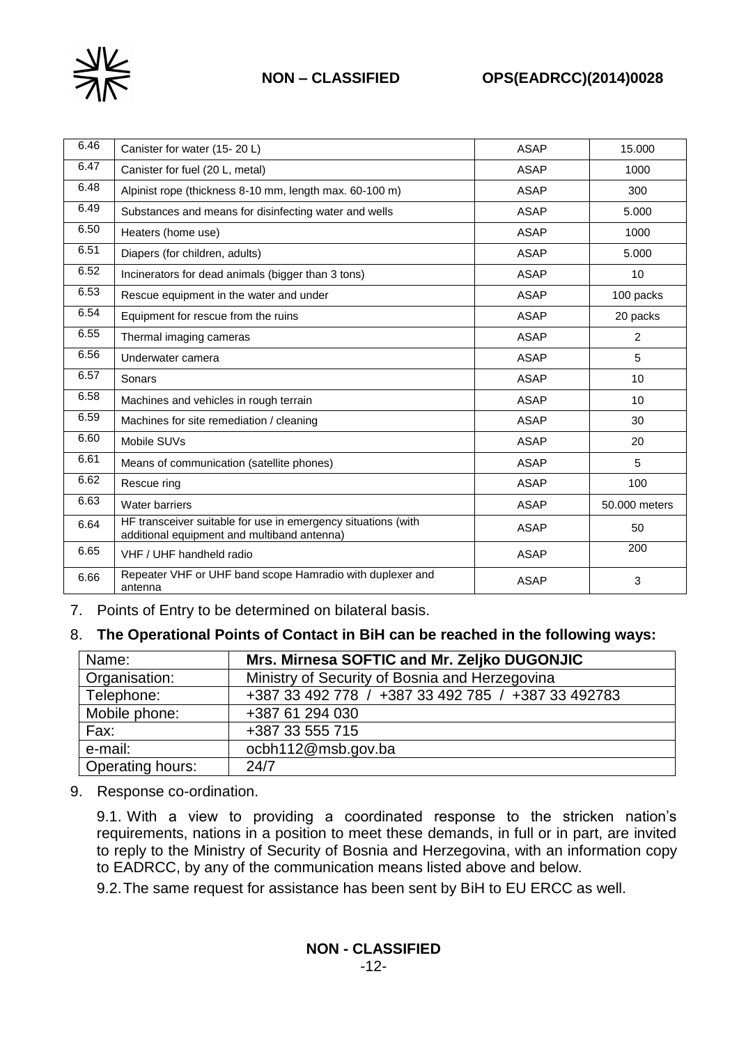| 6.46 | Canister for water (15- 20 L) | ASAP | 15.000 |
|---|---|---|---|
| 6.47 | Canister for fuel (20 L, metal) | ASAP | 1000 |
| 6.48 | Alpinist rope (thickness 8-10 mm, length max. 60-100 m) | ASAP | 300 |
| 6.49 | Substances and means for disinfecting water and wells | ASAP | 5.000 |
| 6.50 | Heaters (home use) | ASAP | 1000 |
| 6.51 | Diapers (for children, adults) | ASAP | 5.000 |
| 6.52 | Incinerators for dead animals (bigger than 3 tons) | ASAP | 10 |
| 6.53 | Rescue equipment in the water and under | ASAP | 100 packs |
| 6.54 | Equipment for rescue from the ruins | ASAP | 20 packs |
| 6.55 | Thermal imaging cameras | ASAP | 2 |
| 6.56 | Underwater camera | ASAP | 5 |
| 6.57 | Sonars | ASAP | 10 |
| 6.58 | Machines and vehicles in rough terrain | ASAP | 10 |
| 6.59 | Machines for site remediation / cleaning | ASAP | 30 |
| 6.60 | Mobile SUVs | ASAP | 20 |
| 6.61 | Means of communication (satellite phones) | ASAP | 5 |
| 6.62 | Rescue ring | ASAP | 100 |
| 6.63 | Water barriers | ASAP | 50.000 meters |
| 6.64 | HF transceiver suitable for use in emergency situations (with additional equipment and multiband antenna) | ASAP | 50 |
| 6.65 | VHF / UHF handheld radio | ASAP | 200 |
| 6.66 | Repeater VHF or UHF band scope Hamradio with duplexer and antenna | ASAP | 3 |

7. Points of Entry to be determined on bilateral basis.

8. **The Operational Points of Contact in BiH can be reached in the following ways:**

| Name: | **Mrs. Mirnesa SOFTIC and Mr. Zeljko DUGONJIC** |
|---|---|
| Organisation: | Ministry of Security of Bosnia and Herzegovina |
| Telephone: | +387 33 492 778 / +387 33 492 785 / +387 33 492783 |
| Mobile phone: | +387 61 294 030 |
| Fax: | +387 33 555 715 |
| e-mail: | ocbh112@msb.gov.ba |
| Operating hours: | 24/7 |

9. Response co-ordination.

9.1. With a view to providing a coordinated response to the stricken nation's requirements, nations in a position to meet these demands, in full or in part, are invited to reply to the Ministry of Security of Bosnia and Herzegovina, with an information copy to EADRCC, by any of the communication means listed above and below.

9.2. The same request for assistance has been sent by BiH to EU ERCC as well.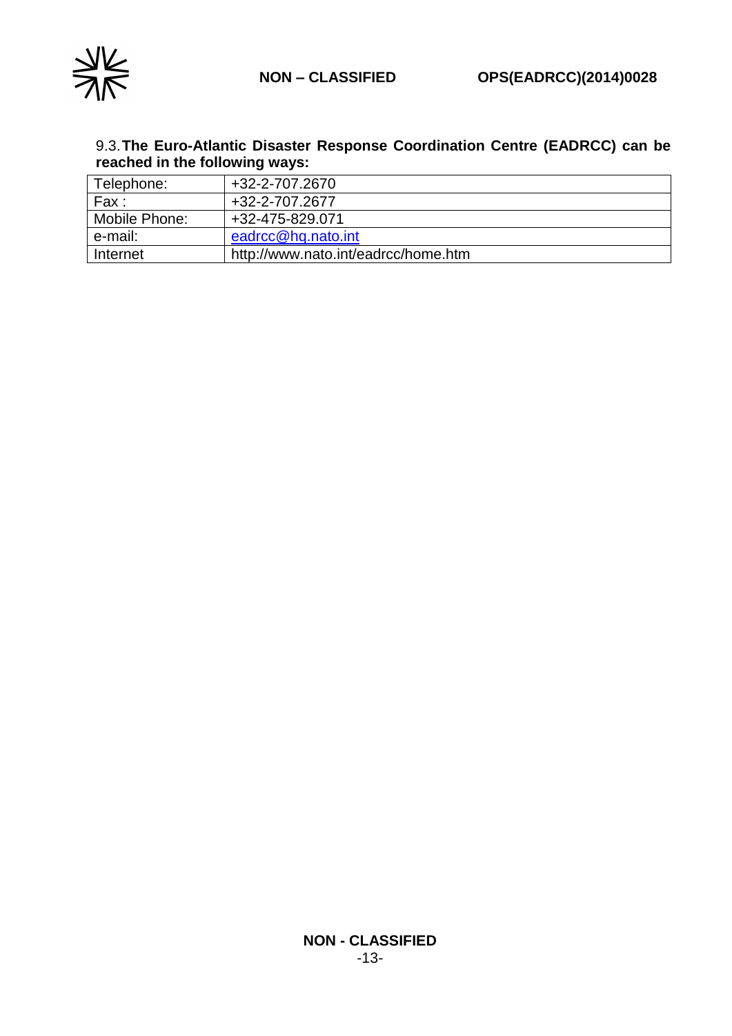9.3. **The Euro-Atlantic Disaster Response Coordination Centre (EADRCC) can be reached in the following ways:**

| | |
|---|---|
| Telephone: | +32-2-707.2670 |
| Fax : | +32-2-707.2677 |
| Mobile Phone: | +32-475-829.071 |
| e-mail: | eadrcc@hq.nato.int |
| Internet | http://www.nato.int/eadrcc/home.htm |